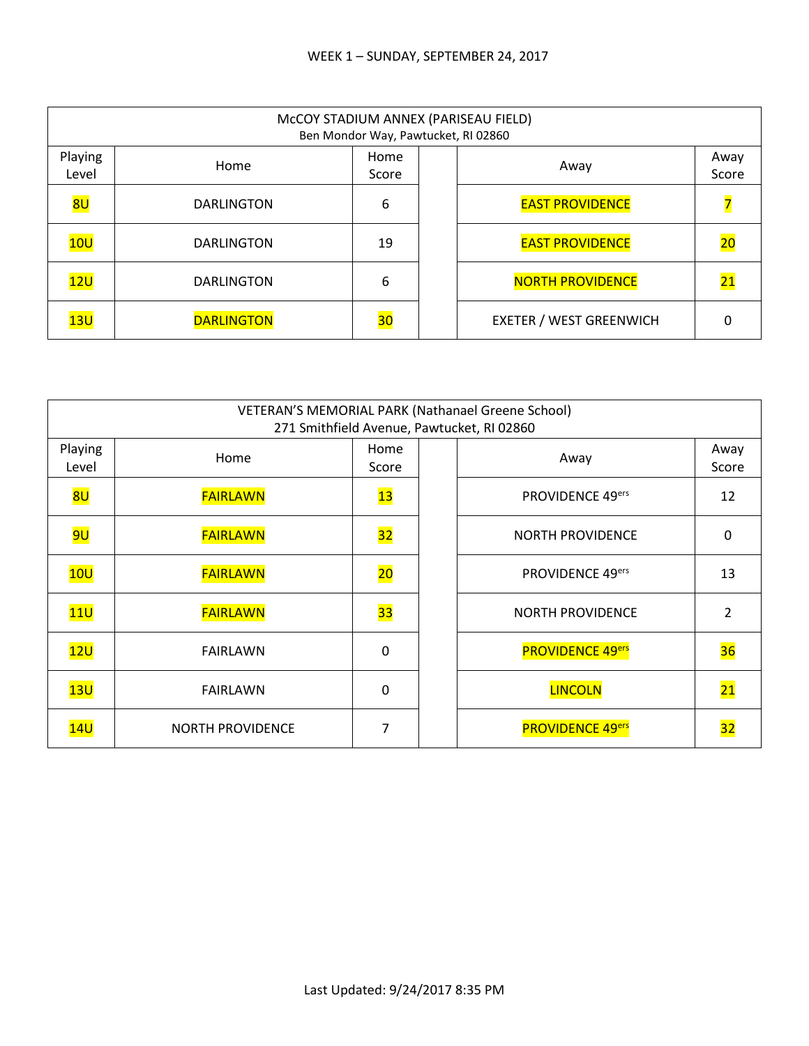WEEK 1 – SUNDAY, SEPTEMBER 24, 2017

| McCOY STADIUM ANNEX (PARISEAU FIELD) Ben Mondor Way, Pawtucket, RI 02860 | | | | | |
|---|---|---|---|---|---|
| Playing Level | Home | Home Score | | Away | Away Score |
| 8U | DARLINGTON | 6 | | EAST PROVIDENCE | 7 |
| 10U | DARLINGTON | 19 | | EAST PROVIDENCE | 20 |
| 12U | DARLINGTON | 6 | | NORTH PROVIDENCE | 21 |
| 13U | DARLINGTON | 30 | | EXETER / WEST GREENWICH | 0 |

| VETERAN'S MEMORIAL PARK (Nathanael Greene School) 271 Smithfield Avenue, Pawtucket, RI 02860 | | | | | |
|---|---|---|---|---|---|
| Playing Level | Home | Home Score | | Away | Away Score |
| 8U | FAIRLAWN | 13 | | PROVIDENCE 49ers | 12 |
| 9U | FAIRLAWN | 32 | | NORTH PROVIDENCE | 0 |
| 10U | FAIRLAWN | 20 | | PROVIDENCE 49ers | 13 |
| 11U | FAIRLAWN | 33 | | NORTH PROVIDENCE | 2 |
| 12U | FAIRLAWN | 0 | | PROVIDENCE 49ers | 36 |
| 13U | FAIRLAWN | 0 | | LINCOLN | 21 |
| 14U | NORTH PROVIDENCE | 7 | | PROVIDENCE 49ers | 32 |

Last Updated: 9/24/2017 8:35 PM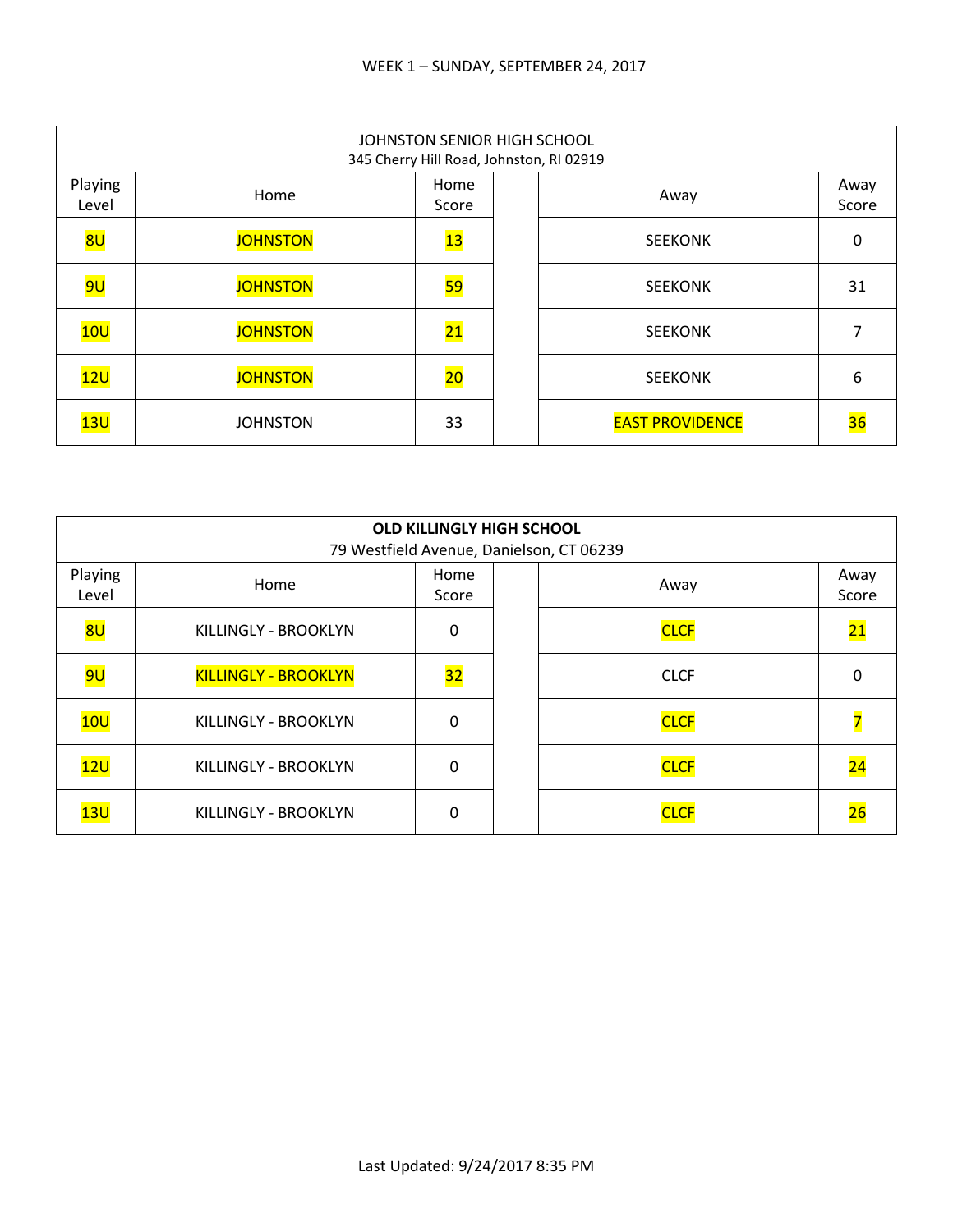WEEK 1 – SUNDAY, SEPTEMBER 24, 2017

| JOHNSTON SENIOR HIGH SCHOOL<br>345 Cherry Hill Road, Johnston, RI 02919 | | | | | |
|---|---|---|---|---|---|
| Playing Level | Home | Home Score | | Away | Away Score |
| 8U | JOHNSTON | 13 | | SEEKONK | 0 |
| 9U | JOHNSTON | 59 | | SEEKONK | 31 |
| 10U | JOHNSTON | 21 | | SEEKONK | 7 |
| 12U | JOHNSTON | 20 | | SEEKONK | 6 |
| 13U | JOHNSTON | 33 | | EAST PROVIDENCE | 36 |

| **OLD KILLINGLY HIGH SCHOOL**<br>79 Westfield Avenue, Danielson, CT 06239 | | | | | |
|---|---|---|---|---|---|
| Playing Level | Home | Home Score | | Away | Away Score |
| 8U | KILLINGLY - BROOKLYN | 0 | | CLCF | 21 |
| 9U | KILLINGLY - BROOKLYN | 32 | | CLCF | 0 |
| 10U | KILLINGLY - BROOKLYN | 0 | | CLCF | 7 |
| 12U | KILLINGLY - BROOKLYN | 0 | | CLCF | 24 |
| 13U | KILLINGLY - BROOKLYN | 0 | | CLCF | 26 |

Last Updated: 9/24/2017 8:35 PM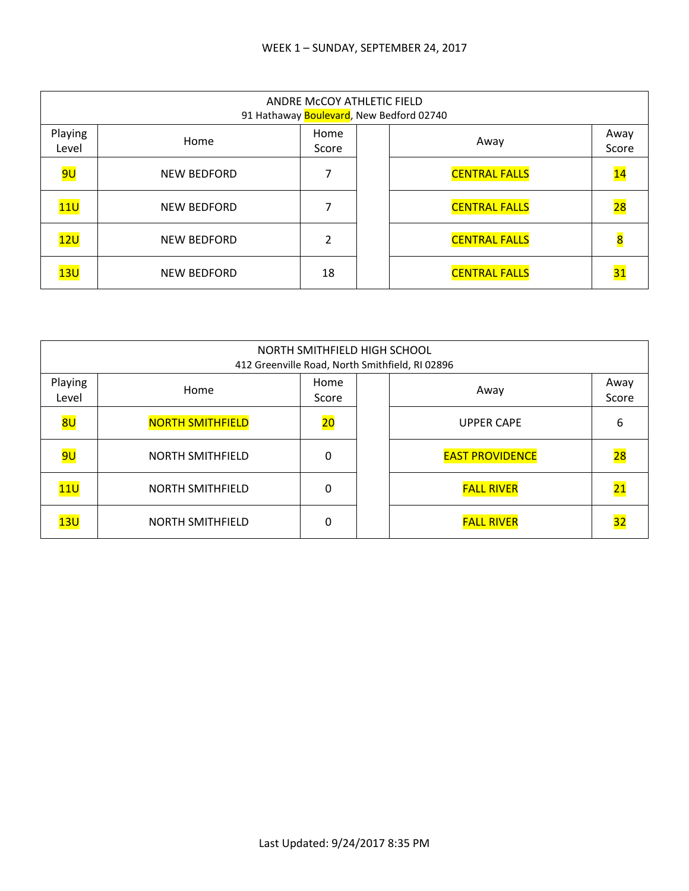WEEK 1 – SUNDAY, SEPTEMBER 24, 2017

| ANDRE McCOY ATHLETIC FIELD<br>91 Hathaway Boulevard, New Bedford 02740 | | | | | |
|---|---|---|---|---|---|
| Playing Level | Home | Home Score | | Away | Away Score |
| 9U | NEW BEDFORD | 7 | | CENTRAL FALLS | 14 |
| 11U | NEW BEDFORD | 7 | | CENTRAL FALLS | 28 |
| 12U | NEW BEDFORD | 2 | | CENTRAL FALLS | 8 |
| 13U | NEW BEDFORD | 18 | | CENTRAL FALLS | 31 |

| NORTH SMITHFIELD HIGH SCHOOL<br>412 Greenville Road, North Smithfield, RI 02896 | | | | | |
|---|---|---|---|---|---|
| Playing Level | Home | Home Score | | Away | Away Score |
| 8U | NORTH SMITHFIELD | 20 | | UPPER CAPE | 6 |
| 9U | NORTH SMITHFIELD | 0 | | EAST PROVIDENCE | 28 |
| 11U | NORTH SMITHFIELD | 0 | | FALL RIVER | 21 |
| 13U | NORTH SMITHFIELD | 0 | | FALL RIVER | 32 |

Last Updated: 9/24/2017 8:35 PM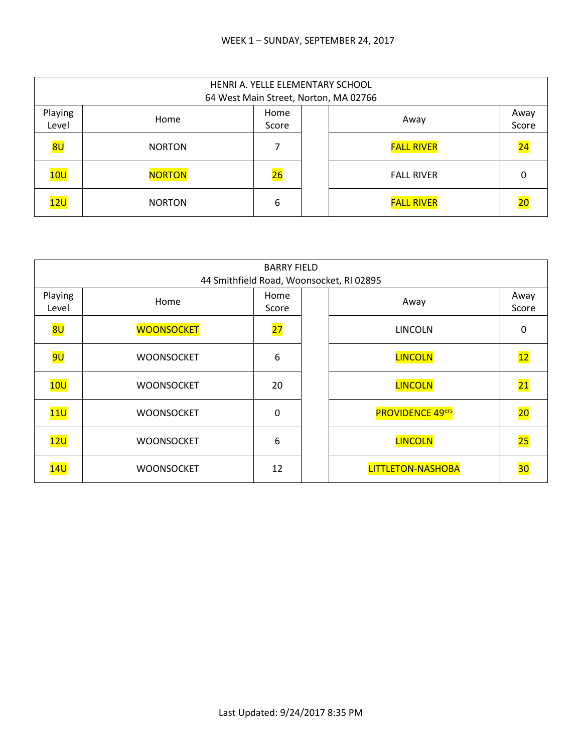WEEK 1 – SUNDAY, SEPTEMBER 24, 2017

| HENRI A. YELLE ELEMENTARY SCHOOL<br>64 West Main Street, Norton, MA 02766 | | | | | |
|---|---|---|---|---|---|
| Playing Level | Home | Home Score | | Away | Away Score |
| 8U | NORTON | 7 | | FALL RIVER | 24 |
| 10U | NORTON | 26 | | FALL RIVER | 0 |
| 12U | NORTON | 6 | | FALL RIVER | 20 |

| BARRY FIELD<br>44 Smithfield Road, Woonsocket, RI 02895 | | | | | |
|---|---|---|---|---|---|
| Playing Level | Home | Home Score | | Away | Away Score |
| 8U | WOONSOCKET | 27 | | LINCOLN | 0 |
| 9U | WOONSOCKET | 6 | | LINCOLN | 12 |
| 10U | WOONSOCKET | 20 | | LINCOLN | 21 |
| 11U | WOONSOCKET | 0 | | PROVIDENCE 49ers | 20 |
| 12U | WOONSOCKET | 6 | | LINCOLN | 25 |
| 14U | WOONSOCKET | 12 | | LITTLETON-NASHOBA | 30 |

Last Updated: 9/24/2017 8:35 PM